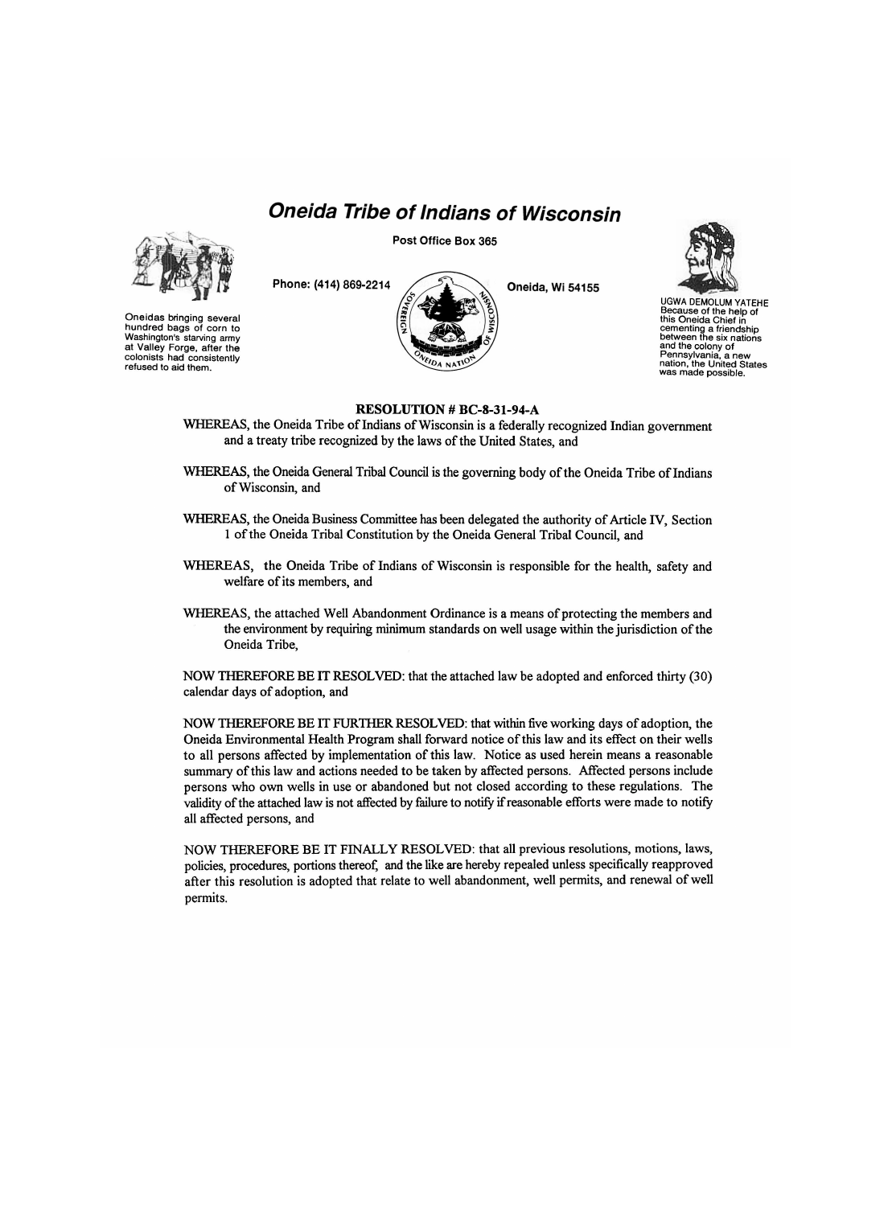# *Oneida Tribe of Indians of Wisconsin*

Post Office Box 365

Phone: (414) 869-2214

Oneida, Wi 54155

Oneidas bringing several hundred bags of corn to Washington's starving army at Valley Forge, after the colonists had consistently refused to aid them.

UGWA DEMOLUM YATEHE
Because of the help of this Oneida Chief in cementing a friendship between the six nations and the colony of Pennsylvania, a new nation, the United States was made possible.

**RESOLUTION # BC-8-31-94-A**

WHEREAS, the Oneida Tribe of Indians of Wisconsin is a federally recognized Indian government and a treaty tribe recognized by the laws of the United States, and

WHEREAS, the Oneida General Tribal Council is the governing body of the Oneida Tribe of Indians of Wisconsin, and

WHEREAS, the Oneida Business Committee has been delegated the authority of Article IV, Section 1 of the Oneida Tribal Constitution by the Oneida General Tribal Council, and

WHEREAS, the Oneida Tribe of Indians of Wisconsin is responsible for the health, safety and welfare of its members, and

WHEREAS, the attached Well Abandonment Ordinance is a means of protecting the members and the environment by requiring minimum standards on well usage within the jurisdiction of the Oneida Tribe,

NOW THEREFORE BE IT RESOLVED: that the attached law be adopted and enforced thirty (30) calendar days of adoption, and

NOW THEREFORE BE IT FURTHER RESOLVED: that within five working days of adoption, the Oneida Environmental Health Program shall forward notice of this law and its effect on their wells to all persons affected by implementation of this law. Notice as used herein means a reasonable summary of this law and actions needed to be taken by affected persons. Affected persons include persons who own wells in use or abandoned but not closed according to these regulations. The validity of the attached law is not affected by failure to notify if reasonable efforts were made to notify all affected persons, and

NOW THEREFORE BE IT FINALLY RESOLVED: that all previous resolutions, motions, laws, policies, procedures, portions thereof, and the like are hereby repealed unless specifically reapproved after this resolution is adopted that relate to well abandonment, well permits, and renewal of well permits.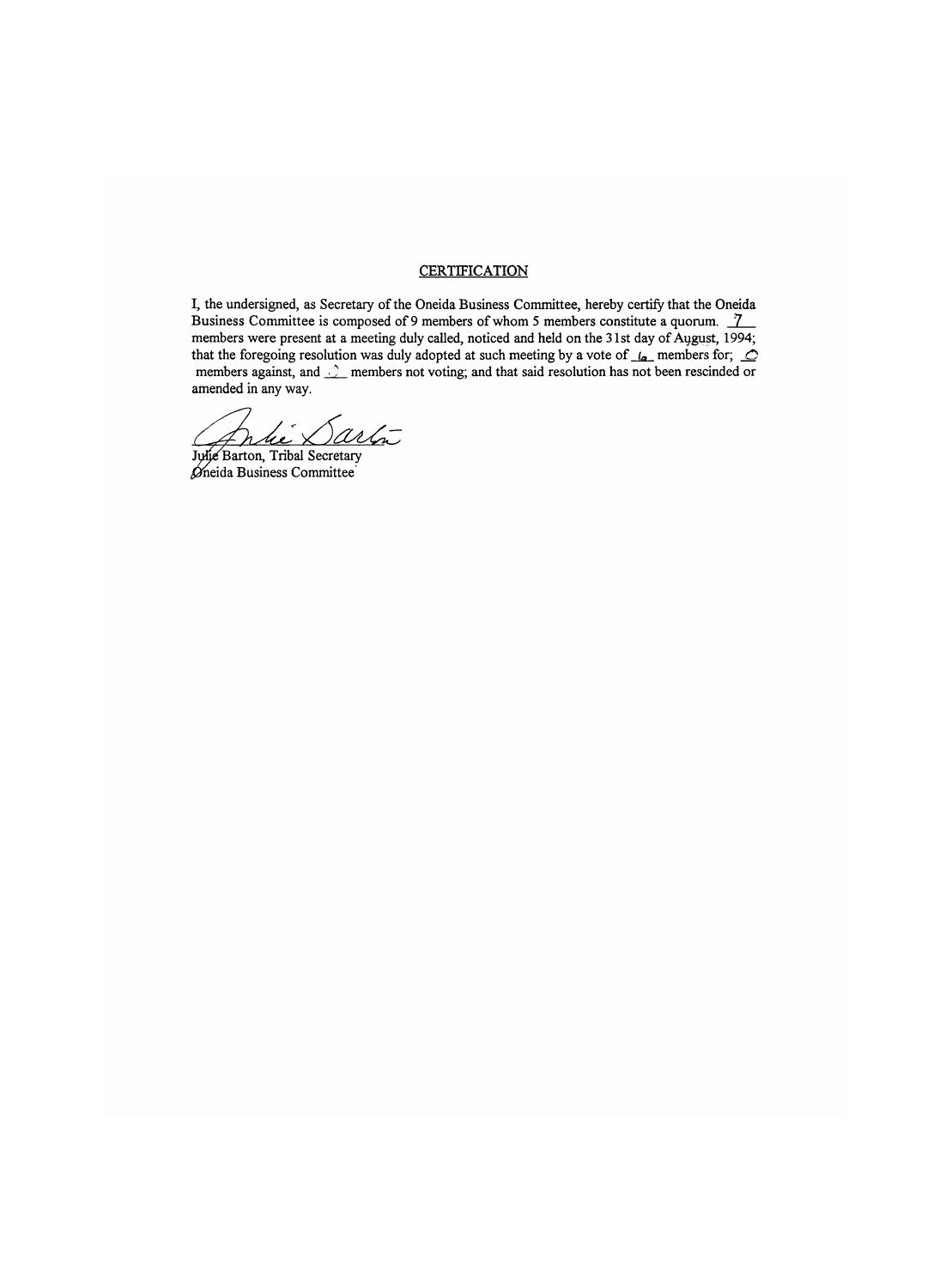## CERTIFICATION

I, the undersigned, as Secretary of the Oneida Business Committee, hereby certify that the Oneida Business Committee is composed of 9 members of whom 5 members constitute a quorum. 7 members were present at a meeting duly called, noticed and held on the 31st day of August, 1994; that the foregoing resolution was duly adopted at such meeting by a vote of 6 members for; 0 members against, and 0 members not voting; and that said resolution has not been rescinded or amended in any way.

Julie Barton

Julie Barton, Tribal Secretary
Oneida Business Committee